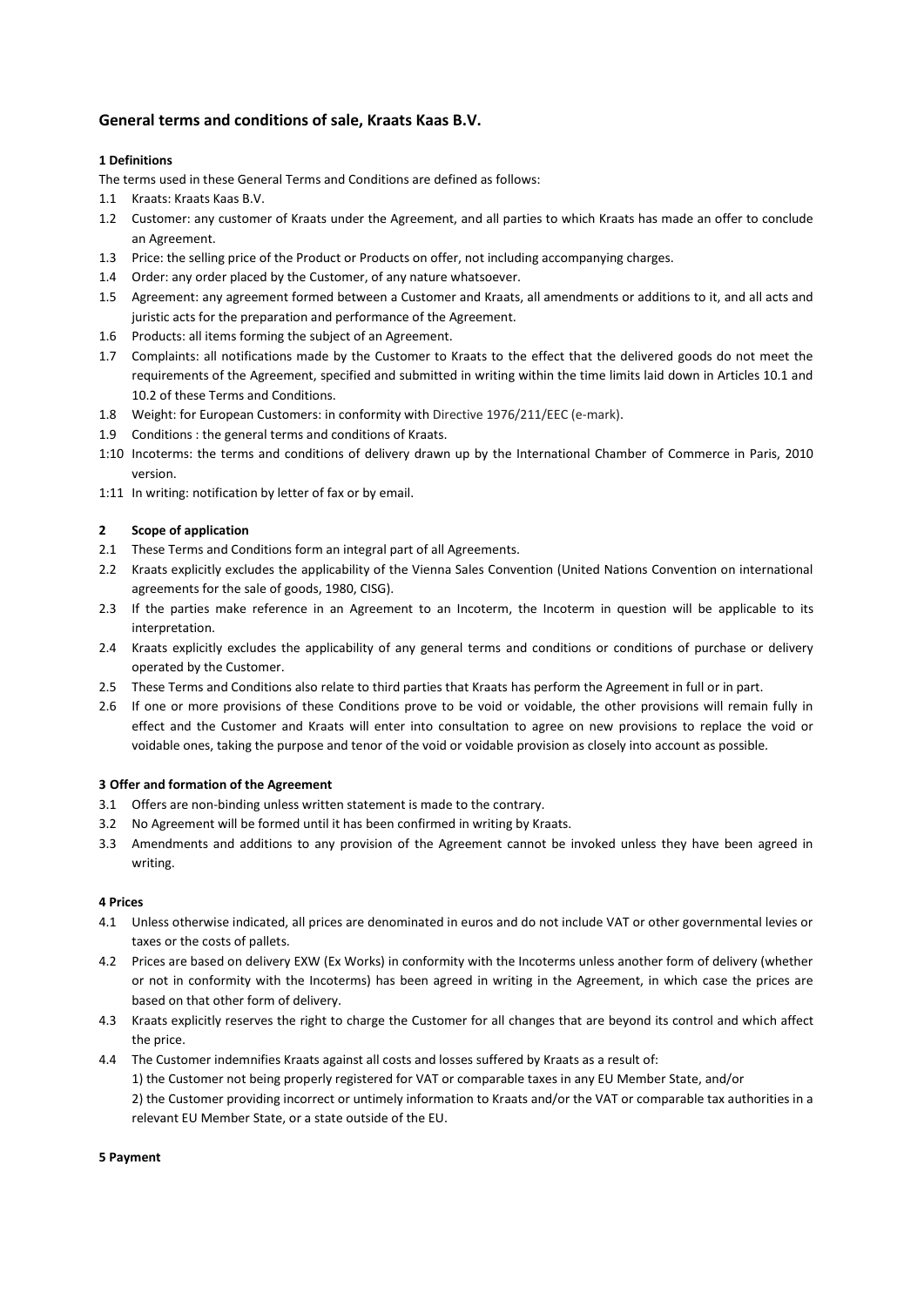## General terms and conditions of sale, Kraats Kaas B.V.

### 1 Definitions

The terms used in these General Terms and Conditions are defined as follows:

1.1 Kraats: Kraats Kaas B.V.

1.2 Customer: any customer of Kraats under the Agreement, and all parties to which Kraats has made an offer to conclude an Agreement.

1.3 Price: the selling price of the Product or Products on offer, not including accompanying charges.

1.4 Order: any order placed by the Customer, of any nature whatsoever.

1.5 Agreement: any agreement formed between a Customer and Kraats, all amendments or additions to it, and all acts and juristic acts for the preparation and performance of the Agreement.

1.6 Products: all items forming the subject of an Agreement.

1.7 Complaints: all notifications made by the Customer to Kraats to the effect that the delivered goods do not meet the requirements of the Agreement, specified and submitted in writing within the time limits laid down in Articles 10.1 and 10.2 of these Terms and Conditions.

1.8 Weight: for European Customers: in conformity with Directive 1976/211/EEC (e-mark).

1.9 Conditions : the general terms and conditions of Kraats.

1:10 Incoterms: the terms and conditions of delivery drawn up by the International Chamber of Commerce in Paris, 2010 version.

1:11 In writing: notification by letter of fax or by email.

### 2 Scope of application

2.1 These Terms and Conditions form an integral part of all Agreements.

2.2 Kraats explicitly excludes the applicability of the Vienna Sales Convention (United Nations Convention on international agreements for the sale of goods, 1980, CISG).

2.3 If the parties make reference in an Agreement to an Incoterm, the Incoterm in question will be applicable to its interpretation.

2.4 Kraats explicitly excludes the applicability of any general terms and conditions or conditions of purchase or delivery operated by the Customer.

2.5 These Terms and Conditions also relate to third parties that Kraats has perform the Agreement in full or in part.

2.6 If one or more provisions of these Conditions prove to be void or voidable, the other provisions will remain fully in effect and the Customer and Kraats will enter into consultation to agree on new provisions to replace the void or voidable ones, taking the purpose and tenor of the void or voidable provision as closely into account as possible.

### 3 Offer and formation of the Agreement

3.1 Offers are non-binding unless written statement is made to the contrary.

3.2 No Agreement will be formed until it has been confirmed in writing by Kraats.

3.3 Amendments and additions to any provision of the Agreement cannot be invoked unless they have been agreed in writing.

### 4 Prices

4.1 Unless otherwise indicated, all prices are denominated in euros and do not include VAT or other governmental levies or taxes or the costs of pallets.

4.2 Prices are based on delivery EXW (Ex Works) in conformity with the Incoterms unless another form of delivery (whether or not in conformity with the Incoterms) has been agreed in writing in the Agreement, in which case the prices are based on that other form of delivery.

4.3 Kraats explicitly reserves the right to charge the Customer for all changes that are beyond its control and which affect the price.

4.4 The Customer indemnifies Kraats against all costs and losses suffered by Kraats as a result of:

1) the Customer not being properly registered for VAT or comparable taxes in any EU Member State, and/or

2) the Customer providing incorrect or untimely information to Kraats and/or the VAT or comparable tax authorities in a relevant EU Member State, or a state outside of the EU.

### 5 Payment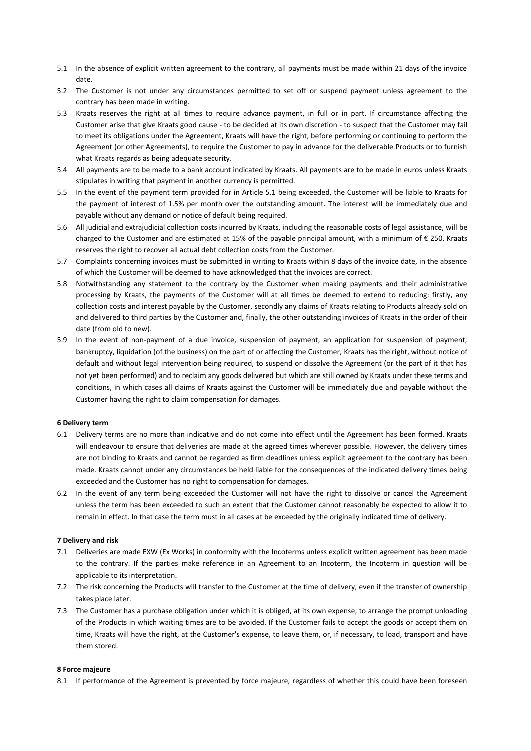5.1 In the absence of explicit written agreement to the contrary, all payments must be made within 21 days of the invoice date.

5.2 The Customer is not under any circumstances permitted to set off or suspend payment unless agreement to the contrary has been made in writing.

5.3 Kraats reserves the right at all times to require advance payment, in full or in part. If circumstance affecting the Customer arise that give Kraats good cause - to be decided at its own discretion - to suspect that the Customer may fail to meet its obligations under the Agreement, Kraats will have the right, before performing or continuing to perform the Agreement (or other Agreements), to require the Customer to pay in advance for the deliverable Products or to furnish what Kraats regards as being adequate security.

5.4 All payments are to be made to a bank account indicated by Kraats. All payments are to be made in euros unless Kraats stipulates in writing that payment in another currency is permitted.

5.5 In the event of the payment term provided for in Article 5.1 being exceeded, the Customer will be liable to Kraats for the payment of interest of 1.5% per month over the outstanding amount. The interest will be immediately due and payable without any demand or notice of default being required.

5.6 All judicial and extrajudicial collection costs incurred by Kraats, including the reasonable costs of legal assistance, will be charged to the Customer and are estimated at 15% of the payable principal amount, with a minimum of € 250. Kraats reserves the right to recover all actual debt collection costs from the Customer.

5.7 Complaints concerning invoices must be submitted in writing to Kraats within 8 days of the invoice date, in the absence of which the Customer will be deemed to have acknowledged that the invoices are correct.

5.8 Notwithstanding any statement to the contrary by the Customer when making payments and their administrative processing by Kraats, the payments of the Customer will at all times be deemed to extend to reducing: firstly, any collection costs and interest payable by the Customer, secondly any claims of Kraats relating to Products already sold on and delivered to third parties by the Customer and, finally, the other outstanding invoices of Kraats in the order of their date (from old to new).

5.9 In the event of non-payment of a due invoice, suspension of payment, an application for suspension of payment, bankruptcy, liquidation (of the business) on the part of or affecting the Customer, Kraats has the right, without notice of default and without legal intervention being required, to suspend or dissolve the Agreement (or the part of it that has not yet been performed) and to reclaim any goods delivered but which are still owned by Kraats under these terms and conditions, in which cases all claims of Kraats against the Customer will be immediately due and payable without the Customer having the right to claim compensation for damages.

**6 Delivery term**

6.1 Delivery terms are no more than indicative and do not come into effect until the Agreement has been formed. Kraats will endeavour to ensure that deliveries are made at the agreed times wherever possible. However, the delivery times are not binding to Kraats and cannot be regarded as firm deadlines unless explicit agreement to the contrary has been made. Kraats cannot under any circumstances be held liable for the consequences of the indicated delivery times being exceeded and the Customer has no right to compensation for damages.

6.2 In the event of any term being exceeded the Customer will not have the right to dissolve or cancel the Agreement unless the term has been exceeded to such an extent that the Customer cannot reasonably be expected to allow it to remain in effect. In that case the term must in all cases at be exceeded by the originally indicated time of delivery.

**7 Delivery and risk**

7.1 Deliveries are made EXW (Ex Works) in conformity with the Incoterms unless explicit written agreement has been made to the contrary. If the parties make reference in an Agreement to an Incoterm, the Incoterm in question will be applicable to its interpretation.

7.2 The risk concerning the Products will transfer to the Customer at the time of delivery, even if the transfer of ownership takes place later.

7.3 The Customer has a purchase obligation under which it is obliged, at its own expense, to arrange the prompt unloading of the Products in which waiting times are to be avoided. If the Customer fails to accept the goods or accept them on time, Kraats will have the right, at the Customer's expense, to leave them, or, if necessary, to load, transport and have them stored.

**8 Force majeure**

8.1 If performance of the Agreement is prevented by force majeure, regardless of whether this could have been foreseen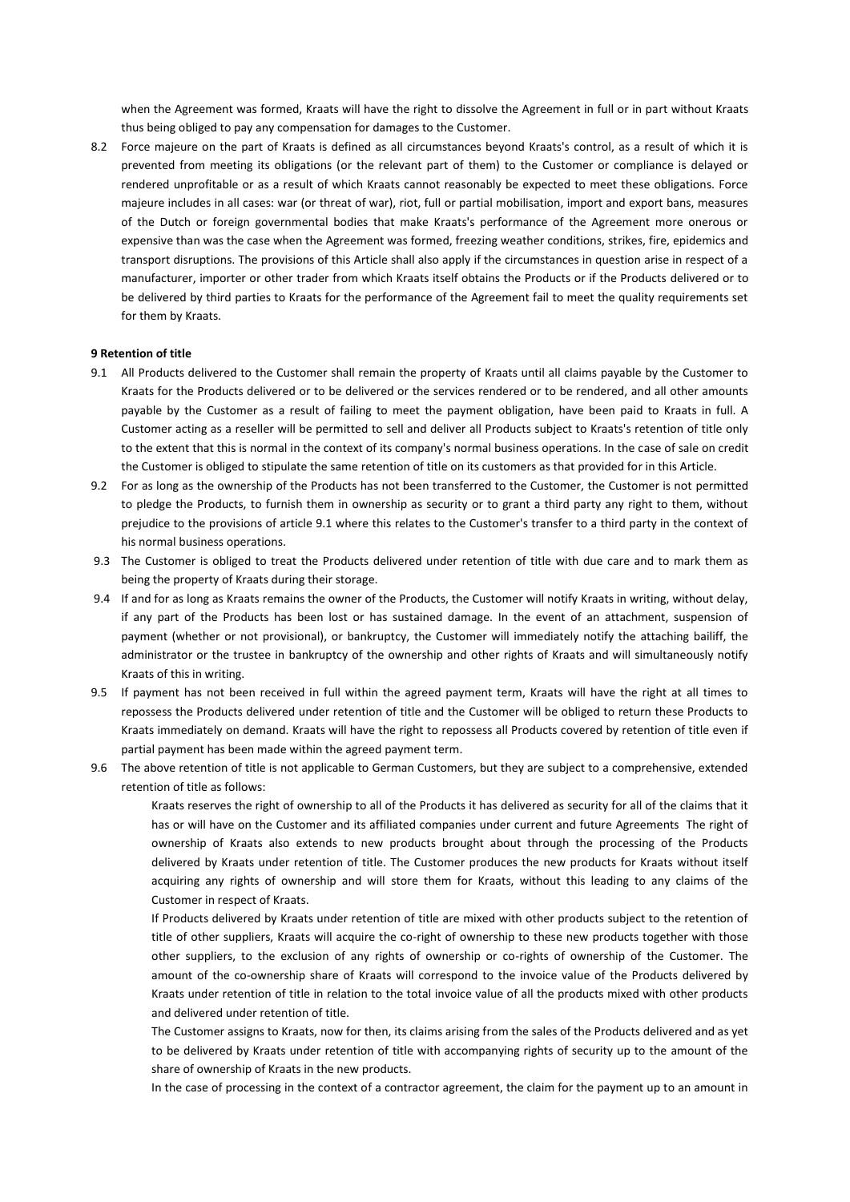when the Agreement was formed, Kraats will have the right to dissolve the Agreement in full or in part without Kraats thus being obliged to pay any compensation for damages to the Customer.

8.2 Force majeure on the part of Kraats is defined as all circumstances beyond Kraats's control, as a result of which it is prevented from meeting its obligations (or the relevant part of them) to the Customer or compliance is delayed or rendered unprofitable or as a result of which Kraats cannot reasonably be expected to meet these obligations. Force majeure includes in all cases: war (or threat of war), riot, full or partial mobilisation, import and export bans, measures of the Dutch or foreign governmental bodies that make Kraats's performance of the Agreement more onerous or expensive than was the case when the Agreement was formed, freezing weather conditions, strikes, fire, epidemics and transport disruptions. The provisions of this Article shall also apply if the circumstances in question arise in respect of a manufacturer, importer or other trader from which Kraats itself obtains the Products or if the Products delivered or to be delivered by third parties to Kraats for the performance of the Agreement fail to meet the quality requirements set for them by Kraats.

**9 Retention of title**

9.1 All Products delivered to the Customer shall remain the property of Kraats until all claims payable by the Customer to Kraats for the Products delivered or to be delivered or the services rendered or to be rendered, and all other amounts payable by the Customer as a result of failing to meet the payment obligation, have been paid to Kraats in full. A Customer acting as a reseller will be permitted to sell and deliver all Products subject to Kraats's retention of title only to the extent that this is normal in the context of its company's normal business operations. In the case of sale on credit the Customer is obliged to stipulate the same retention of title on its customers as that provided for in this Article.

9.2 For as long as the ownership of the Products has not been transferred to the Customer, the Customer is not permitted to pledge the Products, to furnish them in ownership as security or to grant a third party any right to them, without prejudice to the provisions of article 9.1 where this relates to the Customer's transfer to a third party in the context of his normal business operations.

9.3 The Customer is obliged to treat the Products delivered under retention of title with due care and to mark them as being the property of Kraats during their storage.

9.4 If and for as long as Kraats remains the owner of the Products, the Customer will notify Kraats in writing, without delay, if any part of the Products has been lost or has sustained damage. In the event of an attachment, suspension of payment (whether or not provisional), or bankruptcy, the Customer will immediately notify the attaching bailiff, the administrator or the trustee in bankruptcy of the ownership and other rights of Kraats and will simultaneously notify Kraats of this in writing.

9.5 If payment has not been received in full within the agreed payment term, Kraats will have the right at all times to repossess the Products delivered under retention of title and the Customer will be obliged to return these Products to Kraats immediately on demand. Kraats will have the right to repossess all Products covered by retention of title even if partial payment has been made within the agreed payment term.

9.6 The above retention of title is not applicable to German Customers, but they are subject to a comprehensive, extended retention of title as follows:

Kraats reserves the right of ownership to all of the Products it has delivered as security for all of the claims that it has or will have on the Customer and its affiliated companies under current and future Agreements The right of ownership of Kraats also extends to new products brought about through the processing of the Products delivered by Kraats under retention of title. The Customer produces the new products for Kraats without itself acquiring any rights of ownership and will store them for Kraats, without this leading to any claims of the Customer in respect of Kraats.

If Products delivered by Kraats under retention of title are mixed with other products subject to the retention of title of other suppliers, Kraats will acquire the co-right of ownership to these new products together with those other suppliers, to the exclusion of any rights of ownership or co-rights of ownership of the Customer. The amount of the co-ownership share of Kraats will correspond to the invoice value of the Products delivered by Kraats under retention of title in relation to the total invoice value of all the products mixed with other products and delivered under retention of title.

The Customer assigns to Kraats, now for then, its claims arising from the sales of the Products delivered and as yet to be delivered by Kraats under retention of title with accompanying rights of security up to the amount of the share of ownership of Kraats in the new products.

In the case of processing in the context of a contractor agreement, the claim for the payment up to an amount in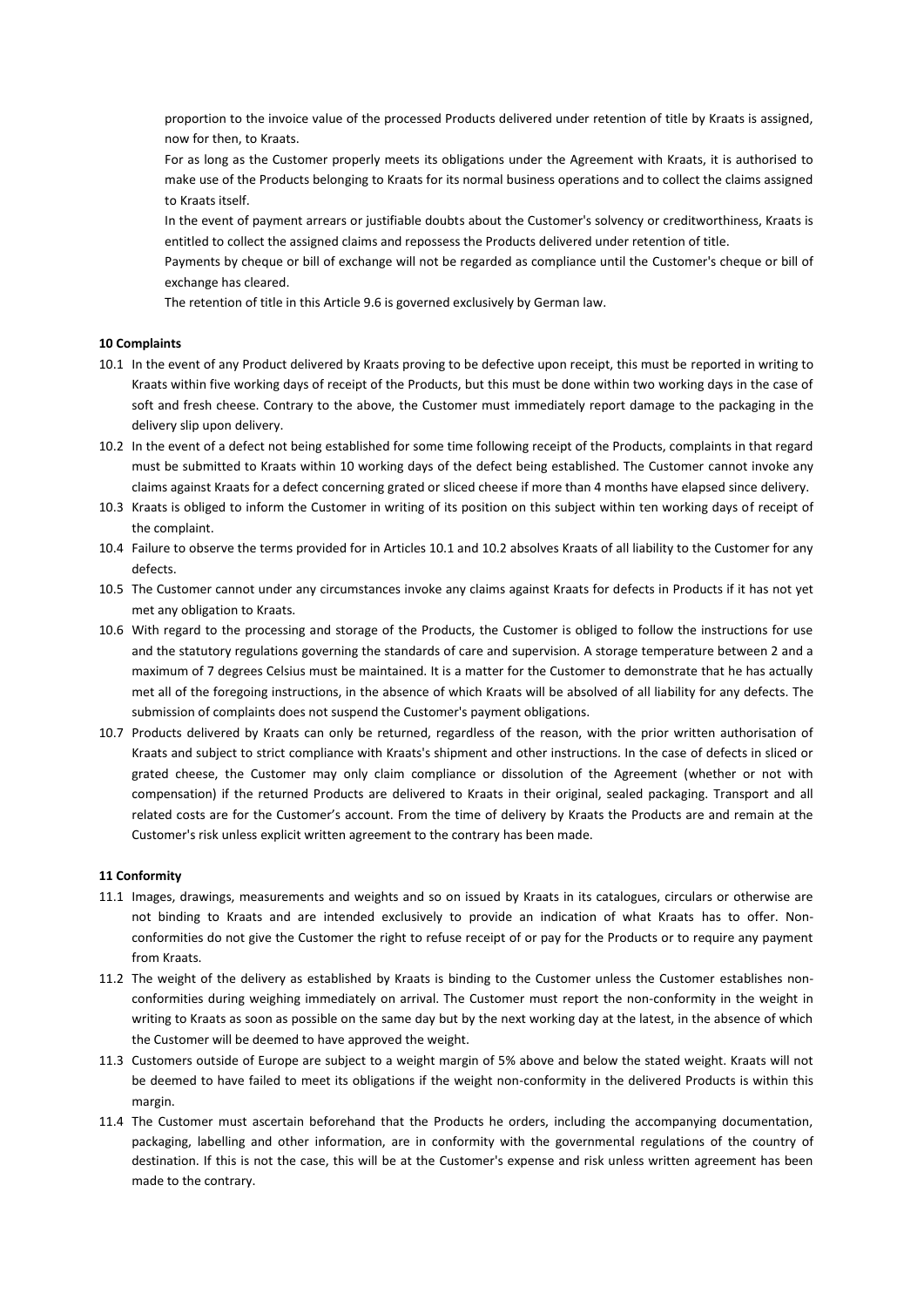proportion to the invoice value of the processed Products delivered under retention of title by Kraats is assigned, now for then, to Kraats.

For as long as the Customer properly meets its obligations under the Agreement with Kraats, it is authorised to make use of the Products belonging to Kraats for its normal business operations and to collect the claims assigned to Kraats itself.

In the event of payment arrears or justifiable doubts about the Customer's solvency or creditworthiness, Kraats is entitled to collect the assigned claims and repossess the Products delivered under retention of title.

Payments by cheque or bill of exchange will not be regarded as compliance until the Customer's cheque or bill of exchange has cleared.

The retention of title in this Article 9.6 is governed exclusively by German law.

**10 Complaints**

10.1 In the event of any Product delivered by Kraats proving to be defective upon receipt, this must be reported in writing to Kraats within five working days of receipt of the Products, but this must be done within two working days in the case of soft and fresh cheese. Contrary to the above, the Customer must immediately report damage to the packaging in the delivery slip upon delivery.

10.2 In the event of a defect not being established for some time following receipt of the Products, complaints in that regard must be submitted to Kraats within 10 working days of the defect being established. The Customer cannot invoke any claims against Kraats for a defect concerning grated or sliced cheese if more than 4 months have elapsed since delivery.

10.3 Kraats is obliged to inform the Customer in writing of its position on this subject within ten working days of receipt of the complaint.

10.4 Failure to observe the terms provided for in Articles 10.1 and 10.2 absolves Kraats of all liability to the Customer for any defects.

10.5 The Customer cannot under any circumstances invoke any claims against Kraats for defects in Products if it has not yet met any obligation to Kraats.

10.6 With regard to the processing and storage of the Products, the Customer is obliged to follow the instructions for use and the statutory regulations governing the standards of care and supervision. A storage temperature between 2 and a maximum of 7 degrees Celsius must be maintained. It is a matter for the Customer to demonstrate that he has actually met all of the foregoing instructions, in the absence of which Kraats will be absolved of all liability for any defects. The submission of complaints does not suspend the Customer's payment obligations.

10.7 Products delivered by Kraats can only be returned, regardless of the reason, with the prior written authorisation of Kraats and subject to strict compliance with Kraats's shipment and other instructions. In the case of defects in sliced or grated cheese, the Customer may only claim compliance or dissolution of the Agreement (whether or not with compensation) if the returned Products are delivered to Kraats in their original, sealed packaging. Transport and all related costs are for the Customer's account. From the time of delivery by Kraats the Products are and remain at the Customer's risk unless explicit written agreement to the contrary has been made.

**11 Conformity**

11.1 Images, drawings, measurements and weights and so on issued by Kraats in its catalogues, circulars or otherwise are not binding to Kraats and are intended exclusively to provide an indication of what Kraats has to offer. Non-conformities do not give the Customer the right to refuse receipt of or pay for the Products or to require any payment from Kraats.

11.2 The weight of the delivery as established by Kraats is binding to the Customer unless the Customer establishes non-conformities during weighing immediately on arrival. The Customer must report the non-conformity in the weight in writing to Kraats as soon as possible on the same day but by the next working day at the latest, in the absence of which the Customer will be deemed to have approved the weight.

11.3 Customers outside of Europe are subject to a weight margin of 5% above and below the stated weight. Kraats will not be deemed to have failed to meet its obligations if the weight non-conformity in the delivered Products is within this margin.

11.4 The Customer must ascertain beforehand that the Products he orders, including the accompanying documentation, packaging, labelling and other information, are in conformity with the governmental regulations of the country of destination. If this is not the case, this will be at the Customer's expense and risk unless written agreement has been made to the contrary.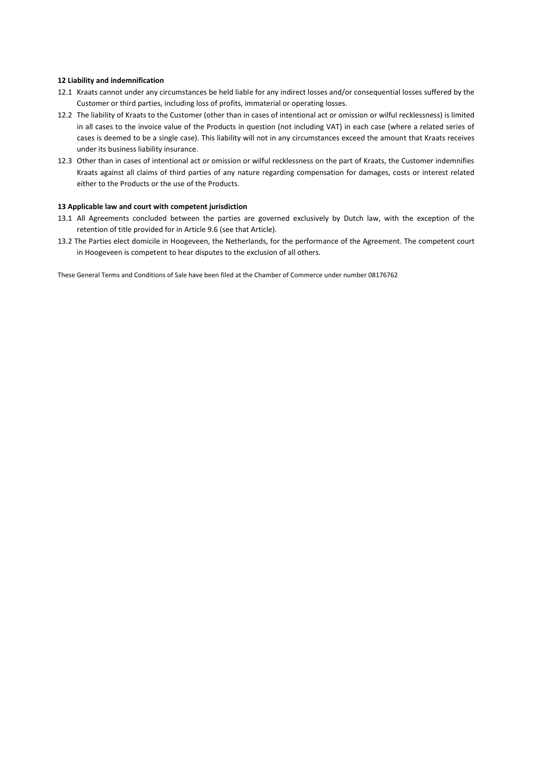**12 Liability and indemnification**

12.1 Kraats cannot under any circumstances be held liable for any indirect losses and/or consequential losses suffered by the Customer or third parties, including loss of profits, immaterial or operating losses.

12.2 The liability of Kraats to the Customer (other than in cases of intentional act or omission or wilful recklessness) is limited in all cases to the invoice value of the Products in question (not including VAT) in each case (where a related series of cases is deemed to be a single case). This liability will not in any circumstances exceed the amount that Kraats receives under its business liability insurance.

12.3 Other than in cases of intentional act or omission or wilful recklessness on the part of Kraats, the Customer indemnifies Kraats against all claims of third parties of any nature regarding compensation for damages, costs or interest related either to the Products or the use of the Products.

**13 Applicable law and court with competent jurisdiction**

13.1 All Agreements concluded between the parties are governed exclusively by Dutch law, with the exception of the retention of title provided for in Article 9.6 (see that Article).

13.2 The Parties elect domicile in Hoogeveen, the Netherlands, for the performance of the Agreement. The competent court in Hoogeveen is competent to hear disputes to the exclusion of all others.

These General Terms and Conditions of Sale have been filed at the Chamber of Commerce under number 08176762